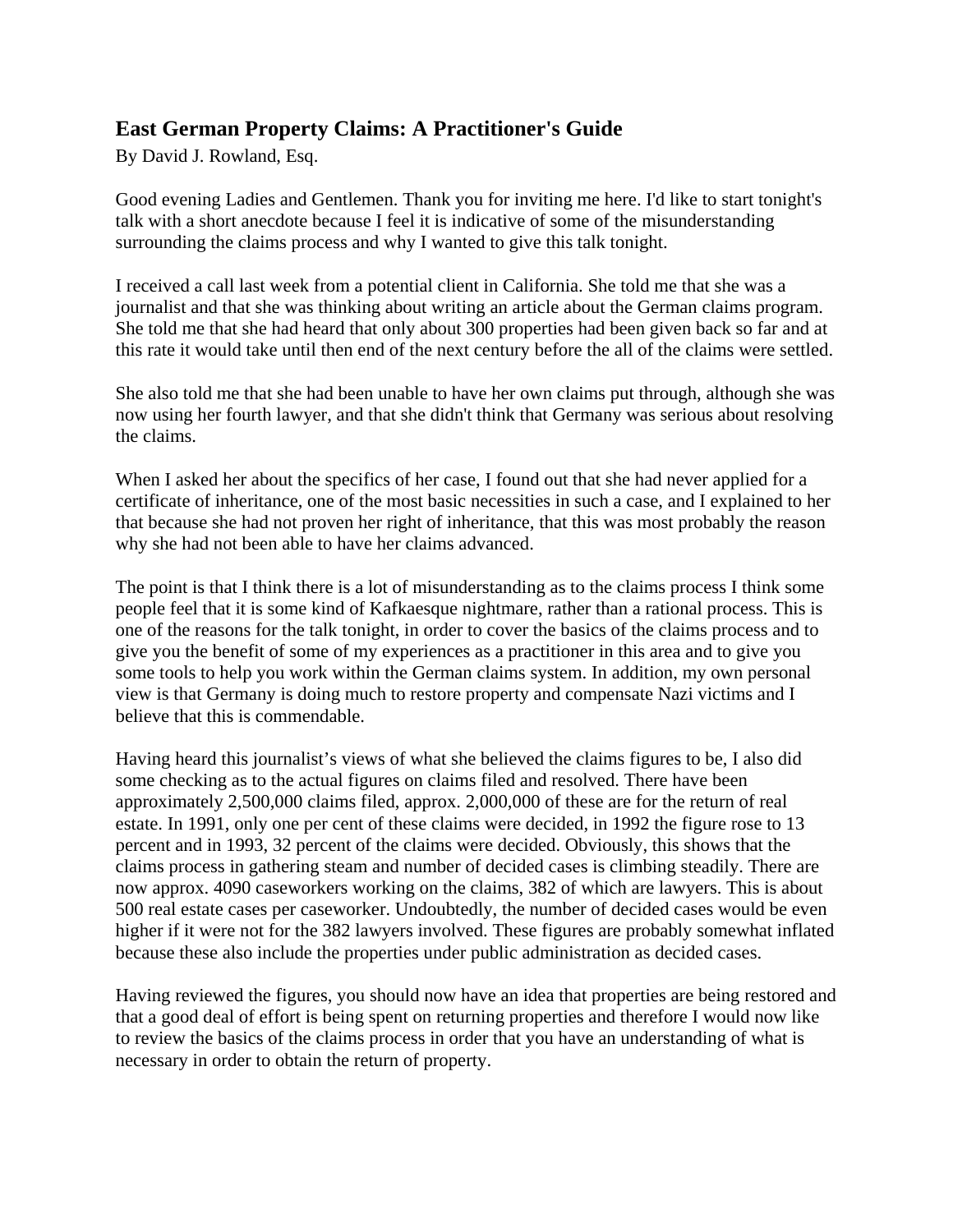## East German Property Claims: A Practitioner's Guide

By David J. Rowland, Esq.

Good evening Ladies and Gentlemen. Thank you for inviting me here. I'd like to start tonight's talk with a short anecdote because I feel it is indicative of some of the misunderstanding surrounding the claims process and why I wanted to give this talk tonight.

I received a call last week from a potential client in California. She told me that she was a journalist and that she was thinking about writing an article about the German claims program. She told me that she had heard that only about 300 properties had been given back so far and at this rate it would take until then end of the next century before the all of the claims were settled.

She also told me that she had been unable to have her own claims put through, although she was now using her fourth lawyer, and that she didn't think that Germany was serious about resolving the claims.

When I asked her about the specifics of her case, I found out that she had never applied for a certificate of inheritance, one of the most basic necessities in such a case, and I explained to her that because she had not proven her right of inheritance, that this was most probably the reason why she had not been able to have her claims advanced.

The point is that I think there is a lot of misunderstanding as to the claims process I think some people feel that it is some kind of Kafkaesque nightmare, rather than a rational process. This is one of the reasons for the talk tonight, in order to cover the basics of the claims process and to give you the benefit of some of my experiences as a practitioner in this area and to give you some tools to help you work within the German claims system. In addition, my own personal view is that Germany is doing much to restore property and compensate Nazi victims and I believe that this is commendable.

Having heard this journalist's views of what she believed the claims figures to be, I also did some checking as to the actual figures on claims filed and resolved. There have been approximately 2,500,000 claims filed, approx. 2,000,000 of these are for the return of real estate. In 1991, only one per cent of these claims were decided, in 1992 the figure rose to 13 percent and in 1993, 32 percent of the claims were decided. Obviously, this shows that the claims process in gathering steam and number of decided cases is climbing steadily. There are now approx. 4090 caseworkers working on the claims, 382 of which are lawyers. This is about 500 real estate cases per caseworker. Undoubtedly, the number of decided cases would be even higher if it were not for the 382 lawyers involved. These figures are probably somewhat inflated because these also include the properties under public administration as decided cases.

Having reviewed the figures, you should now have an idea that properties are being restored and that a good deal of effort is being spent on returning properties and therefore I would now like to review the basics of the claims process in order that you have an understanding of what is necessary in order to obtain the return of property.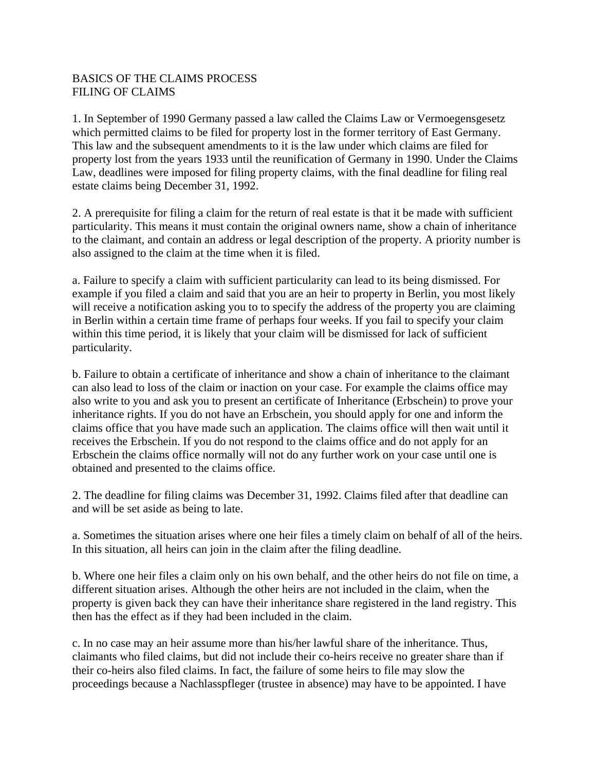BASICS OF THE CLAIMS PROCESS
FILING OF CLAIMS

1. In September of 1990 Germany passed a law called the Claims Law or Vermoegensgesetz which permitted claims to be filed for property lost in the former territory of East Germany. This law and the subsequent amendments to it is the law under which claims are filed for property lost from the years 1933 until the reunification of Germany in 1990. Under the Claims Law, deadlines were imposed for filing property claims, with the final deadline for filing real estate claims being December 31, 1992.

2. A prerequisite for filing a claim for the return of real estate is that it be made with sufficient particularity. This means it must contain the original owners name, show a chain of inheritance to the claimant, and contain an address or legal description of the property. A priority number is also assigned to the claim at the time when it is filed.

a. Failure to specify a claim with sufficient particularity can lead to its being dismissed. For example if you filed a claim and said that you are an heir to property in Berlin, you most likely will receive a notification asking you to to specify the address of the property you are claiming in Berlin within a certain time frame of perhaps four weeks. If you fail to specify your claim within this time period, it is likely that your claim will be dismissed for lack of sufficient particularity.

b. Failure to obtain a certificate of inheritance and show a chain of inheritance to the claimant can also lead to loss of the claim or inaction on your case. For example the claims office may also write to you and ask you to present an certificate of Inheritance (Erbschein) to prove your inheritance rights. If you do not have an Erbschein, you should apply for one and inform the claims office that you have made such an application. The claims office will then wait until it receives the Erbschein. If you do not respond to the claims office and do not apply for an Erbschein the claims office normally will not do any further work on your case until one is obtained and presented to the claims office.

2. The deadline for filing claims was December 31, 1992. Claims filed after that deadline can and will be set aside as being to late.

a. Sometimes the situation arises where one heir files a timely claim on behalf of all of the heirs. In this situation, all heirs can join in the claim after the filing deadline.

b. Where one heir files a claim only on his own behalf, and the other heirs do not file on time, a different situation arises. Although the other heirs are not included in the claim, when the property is given back they can have their inheritance share registered in the land registry. This then has the effect as if they had been included in the claim.

c. In no case may an heir assume more than his/her lawful share of the inheritance. Thus, claimants who filed claims, but did not include their co-heirs receive no greater share than if their co-heirs also filed claims. In fact, the failure of some heirs to file may slow the proceedings because a Nachlasspfleger (trustee in absence) may have to be appointed. I have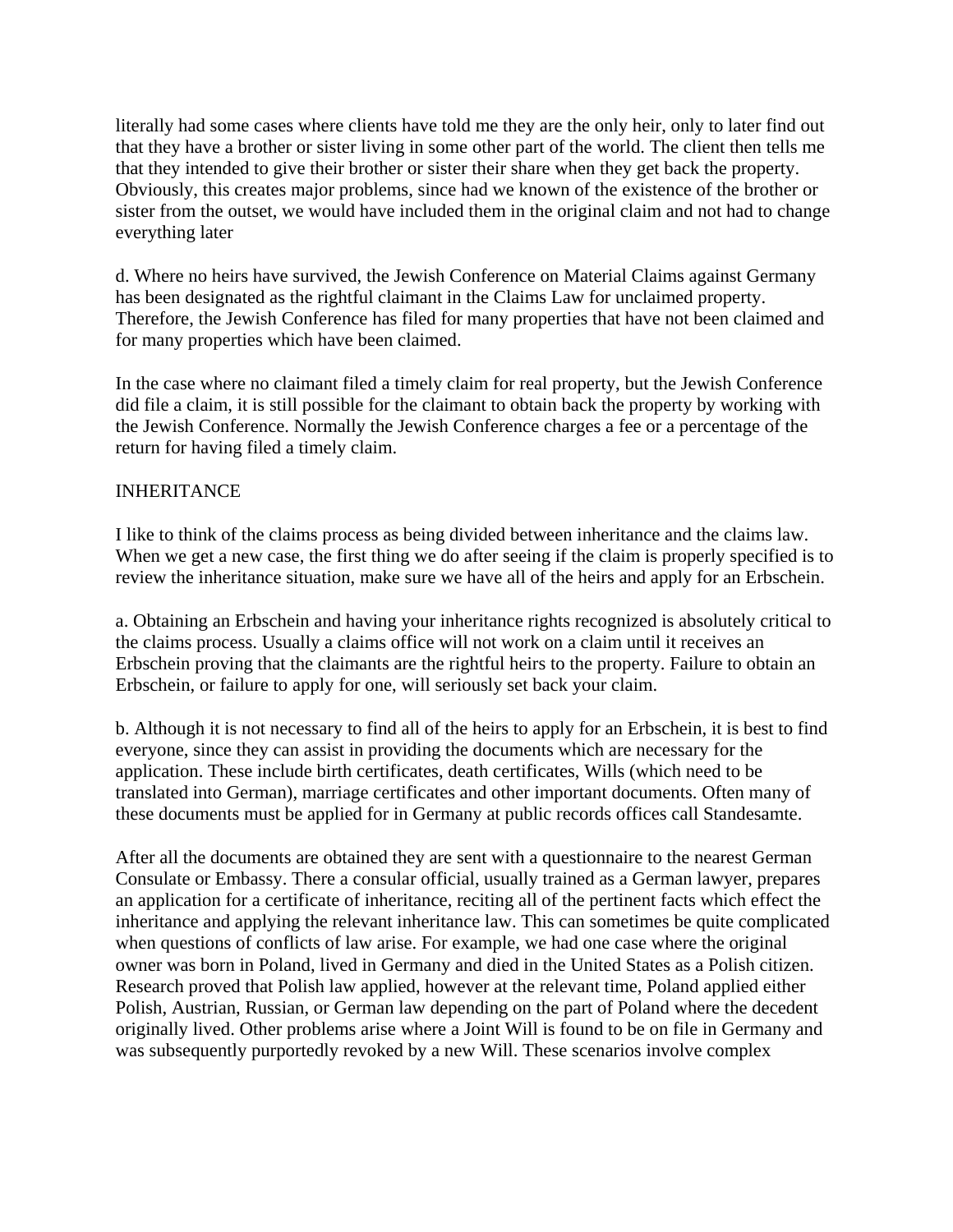literally had some cases where clients have told me they are the only heir, only to later find out that they have a brother or sister living in some other part of the world. The client then tells me that they intended to give their brother or sister their share when they get back the property. Obviously, this creates major problems, since had we known of the existence of the brother or sister from the outset, we would have included them in the original claim and not had to change everything later

d. Where no heirs have survived, the Jewish Conference on Material Claims against Germany has been designated as the rightful claimant in the Claims Law for unclaimed property. Therefore, the Jewish Conference has filed for many properties that have not been claimed and for many properties which have been claimed.

In the case where no claimant filed a timely claim for real property, but the Jewish Conference did file a claim, it is still possible for the claimant to obtain back the property by working with the Jewish Conference. Normally the Jewish Conference charges a fee or a percentage of the return for having filed a timely claim.

## INHERITANCE

I like to think of the claims process as being divided between inheritance and the claims law. When we get a new case, the first thing we do after seeing if the claim is properly specified is to review the inheritance situation, make sure we have all of the heirs and apply for an Erbschein.

a. Obtaining an Erbschein and having your inheritance rights recognized is absolutely critical to the claims process. Usually a claims office will not work on a claim until it receives an Erbschein proving that the claimants are the rightful heirs to the property. Failure to obtain an Erbschein, or failure to apply for one, will seriously set back your claim.

b. Although it is not necessary to find all of the heirs to apply for an Erbschein, it is best to find everyone, since they can assist in providing the documents which are necessary for the application. These include birth certificates, death certificates, Wills (which need to be translated into German), marriage certificates and other important documents. Often many of these documents must be applied for in Germany at public records offices call Standesamte.

After all the documents are obtained they are sent with a questionnaire to the nearest German Consulate or Embassy. There a consular official, usually trained as a German lawyer, prepares an application for a certificate of inheritance, reciting all of the pertinent facts which effect the inheritance and applying the relevant inheritance law. This can sometimes be quite complicated when questions of conflicts of law arise. For example, we had one case where the original owner was born in Poland, lived in Germany and died in the United States as a Polish citizen. Research proved that Polish law applied, however at the relevant time, Poland applied either Polish, Austrian, Russian, or German law depending on the part of Poland where the decedent originally lived. Other problems arise where a Joint Will is found to be on file in Germany and was subsequently purportedly revoked by a new Will. These scenarios involve complex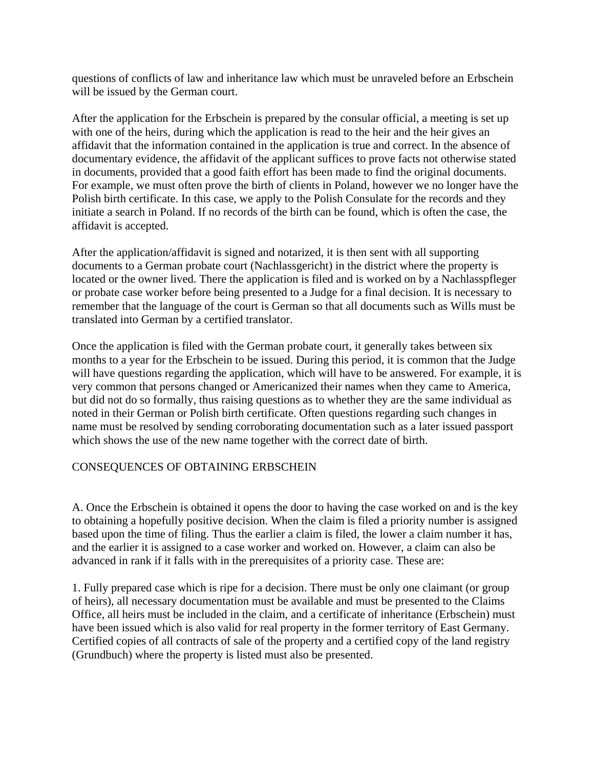questions of conflicts of law and inheritance law which must be unraveled before an Erbschein will be issued by the German court.

After the application for the Erbschein is prepared by the consular official, a meeting is set up with one of the heirs, during which the application is read to the heir and the heir gives an affidavit that the information contained in the application is true and correct. In the absence of documentary evidence, the affidavit of the applicant suffices to prove facts not otherwise stated in documents, provided that a good faith effort has been made to find the original documents. For example, we must often prove the birth of clients in Poland, however we no longer have the Polish birth certificate. In this case, we apply to the Polish Consulate for the records and they initiate a search in Poland. If no records of the birth can be found, which is often the case, the affidavit is accepted.

After the application/affidavit is signed and notarized, it is then sent with all supporting documents to a German probate court (Nachlassgericht) in the district where the property is located or the owner lived. There the application is filed and is worked on by a Nachlasspfleger or probate case worker before being presented to a Judge for a final decision. It is necessary to remember that the language of the court is German so that all documents such as Wills must be translated into German by a certified translator.

Once the application is filed with the German probate court, it generally takes between six months to a year for the Erbschein to be issued. During this period, it is common that the Judge will have questions regarding the application, which will have to be answered. For example, it is very common that persons changed or Americanized their names when they came to America, but did not do so formally, thus raising questions as to whether they are the same individual as noted in their German or Polish birth certificate. Often questions regarding such changes in name must be resolved by sending corroborating documentation such as a later issued passport which shows the use of the new name together with the correct date of birth.

## CONSEQUENCES OF OBTAINING ERBSCHEIN

A. Once the Erbschein is obtained it opens the door to having the case worked on and is the key to obtaining a hopefully positive decision. When the claim is filed a priority number is assigned based upon the time of filing. Thus the earlier a claim is filed, the lower a claim number it has, and the earlier it is assigned to a case worker and worked on. However, a claim can also be advanced in rank if it falls with in the prerequisites of a priority case. These are:

1. Fully prepared case which is ripe for a decision. There must be only one claimant (or group of heirs), all necessary documentation must be available and must be presented to the Claims Office, all heirs must be included in the claim, and a certificate of inheritance (Erbschein) must have been issued which is also valid for real property in the former territory of East Germany. Certified copies of all contracts of sale of the property and a certified copy of the land registry (Grundbuch) where the property is listed must also be presented.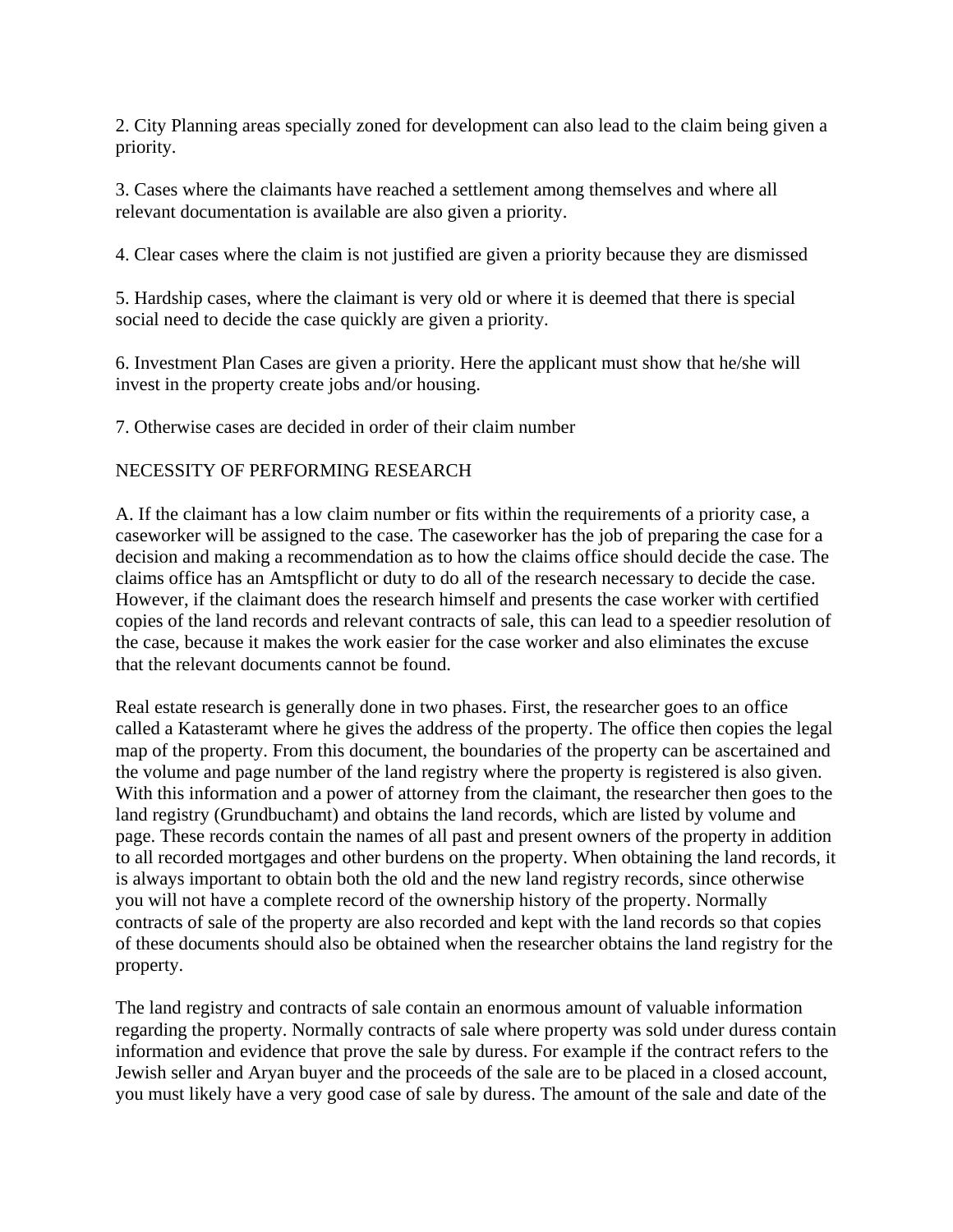2. City Planning areas specially zoned for development can also lead to the claim being given a priority.

3. Cases where the claimants have reached a settlement among themselves and where all relevant documentation is available are also given a priority.

4. Clear cases where the claim is not justified are given a priority because they are dismissed

5. Hardship cases, where the claimant is very old or where it is deemed that there is special social need to decide the case quickly are given a priority.

6. Investment Plan Cases are given a priority. Here the applicant must show that he/she will invest in the property create jobs and/or housing.

7. Otherwise cases are decided in order of their claim number

## NECESSITY OF PERFORMING RESEARCH

A. If the claimant has a low claim number or fits within the requirements of a priority case, a caseworker will be assigned to the case. The caseworker has the job of preparing the case for a decision and making a recommendation as to how the claims office should decide the case. The claims office has an Amtspflicht or duty to do all of the research necessary to decide the case. However, if the claimant does the research himself and presents the case worker with certified copies of the land records and relevant contracts of sale, this can lead to a speedier resolution of the case, because it makes the work easier for the case worker and also eliminates the excuse that the relevant documents cannot be found.

Real estate research is generally done in two phases. First, the researcher goes to an office called a Katasteramt where he gives the address of the property. The office then copies the legal map of the property. From this document, the boundaries of the property can be ascertained and the volume and page number of the land registry where the property is registered is also given. With this information and a power of attorney from the claimant, the researcher then goes to the land registry (Grundbuchamt) and obtains the land records, which are listed by volume and page. These records contain the names of all past and present owners of the property in addition to all recorded mortgages and other burdens on the property. When obtaining the land records, it is always important to obtain both the old and the new land registry records, since otherwise you will not have a complete record of the ownership history of the property. Normally contracts of sale of the property are also recorded and kept with the land records so that copies of these documents should also be obtained when the researcher obtains the land registry for the property.

The land registry and contracts of sale contain an enormous amount of valuable information regarding the property. Normally contracts of sale where property was sold under duress contain information and evidence that prove the sale by duress. For example if the contract refers to the Jewish seller and Aryan buyer and the proceeds of the sale are to be placed in a closed account, you must likely have a very good case of sale by duress. The amount of the sale and date of the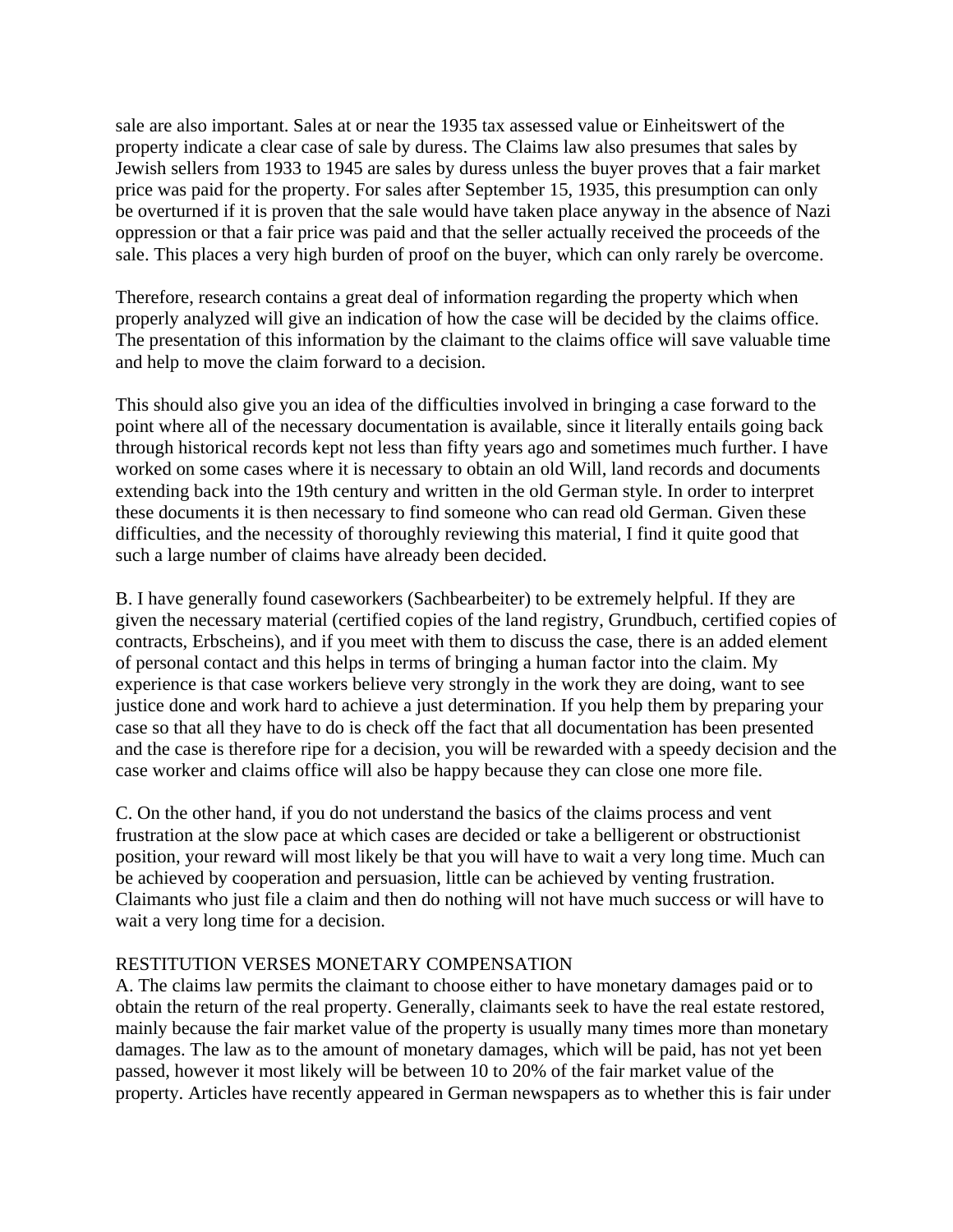sale are also important. Sales at or near the 1935 tax assessed value or Einheitswert of the property indicate a clear case of sale by duress. The Claims law also presumes that sales by Jewish sellers from 1933 to 1945 are sales by duress unless the buyer proves that a fair market price was paid for the property. For sales after September 15, 1935, this presumption can only be overturned if it is proven that the sale would have taken place anyway in the absence of Nazi oppression or that a fair price was paid and that the seller actually received the proceeds of the sale. This places a very high burden of proof on the buyer, which can only rarely be overcome.

Therefore, research contains a great deal of information regarding the property which when properly analyzed will give an indication of how the case will be decided by the claims office. The presentation of this information by the claimant to the claims office will save valuable time and help to move the claim forward to a decision.

This should also give you an idea of the difficulties involved in bringing a case forward to the point where all of the necessary documentation is available, since it literally entails going back through historical records kept not less than fifty years ago and sometimes much further. I have worked on some cases where it is necessary to obtain an old Will, land records and documents extending back into the 19th century and written in the old German style. In order to interpret these documents it is then necessary to find someone who can read old German. Given these difficulties, and the necessity of thoroughly reviewing this material, I find it quite good that such a large number of claims have already been decided.

B. I have generally found caseworkers (Sachbearbeiter) to be extremely helpful. If they are given the necessary material (certified copies of the land registry, Grundbuch, certified copies of contracts, Erbscheins), and if you meet with them to discuss the case, there is an added element of personal contact and this helps in terms of bringing a human factor into the claim. My experience is that case workers believe very strongly in the work they are doing, want to see justice done and work hard to achieve a just determination. If you help them by preparing your case so that all they have to do is check off the fact that all documentation has been presented and the case is therefore ripe for a decision, you will be rewarded with a speedy decision and the case worker and claims office will also be happy because they can close one more file.

C. On the other hand, if you do not understand the basics of the claims process and vent frustration at the slow pace at which cases are decided or take a belligerent or obstructionist position, your reward will most likely be that you will have to wait a very long time. Much can be achieved by cooperation and persuasion, little can be achieved by venting frustration. Claimants who just file a claim and then do nothing will not have much success or will have to wait a very long time for a decision.

RESTITUTION VERSES MONETARY COMPENSATION

A. The claims law permits the claimant to choose either to have monetary damages paid or to obtain the return of the real property. Generally, claimants seek to have the real estate restored, mainly because the fair market value of the property is usually many times more than monetary damages. The law as to the amount of monetary damages, which will be paid, has not yet been passed, however it most likely will be between 10 to 20% of the fair market value of the property. Articles have recently appeared in German newspapers as to whether this is fair under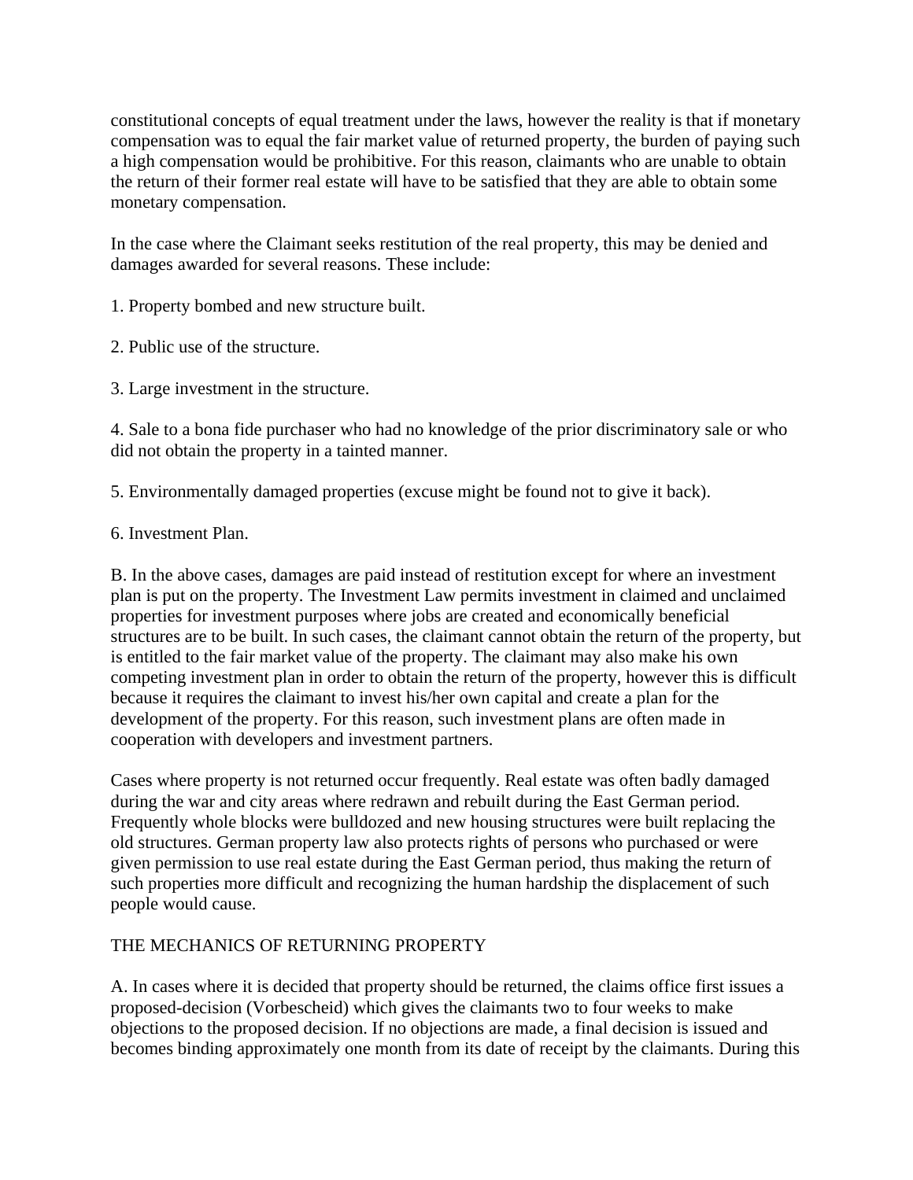constitutional concepts of equal treatment under the laws, however the reality is that if monetary compensation was to equal the fair market value of returned property, the burden of paying such a high compensation would be prohibitive. For this reason, claimants who are unable to obtain the return of their former real estate will have to be satisfied that they are able to obtain some monetary compensation.

In the case where the Claimant seeks restitution of the real property, this may be denied and damages awarded for several reasons. These include:

1. Property bombed and new structure built.

2. Public use of the structure.

3. Large investment in the structure.

4. Sale to a bona fide purchaser who had no knowledge of the prior discriminatory sale or who did not obtain the property in a tainted manner.

5. Environmentally damaged properties (excuse might be found not to give it back).

6. Investment Plan.

B. In the above cases, damages are paid instead of restitution except for where an investment plan is put on the property. The Investment Law permits investment in claimed and unclaimed properties for investment purposes where jobs are created and economically beneficial structures are to be built. In such cases, the claimant cannot obtain the return of the property, but is entitled to the fair market value of the property. The claimant may also make his own competing investment plan in order to obtain the return of the property, however this is difficult because it requires the claimant to invest his/her own capital and create a plan for the development of the property. For this reason, such investment plans are often made in cooperation with developers and investment partners.

Cases where property is not returned occur frequently. Real estate was often badly damaged during the war and city areas where redrawn and rebuilt during the East German period. Frequently whole blocks were bulldozed and new housing structures were built replacing the old structures. German property law also protects rights of persons who purchased or were given permission to use real estate during the East German period, thus making the return of such properties more difficult and recognizing the human hardship the displacement of such people would cause.

## THE MECHANICS OF RETURNING PROPERTY

A. In cases where it is decided that property should be returned, the claims office first issues a proposed-decision (Vorbescheid) which gives the claimants two to four weeks to make objections to the proposed decision. If no objections are made, a final decision is issued and becomes binding approximately one month from its date of receipt by the claimants. During this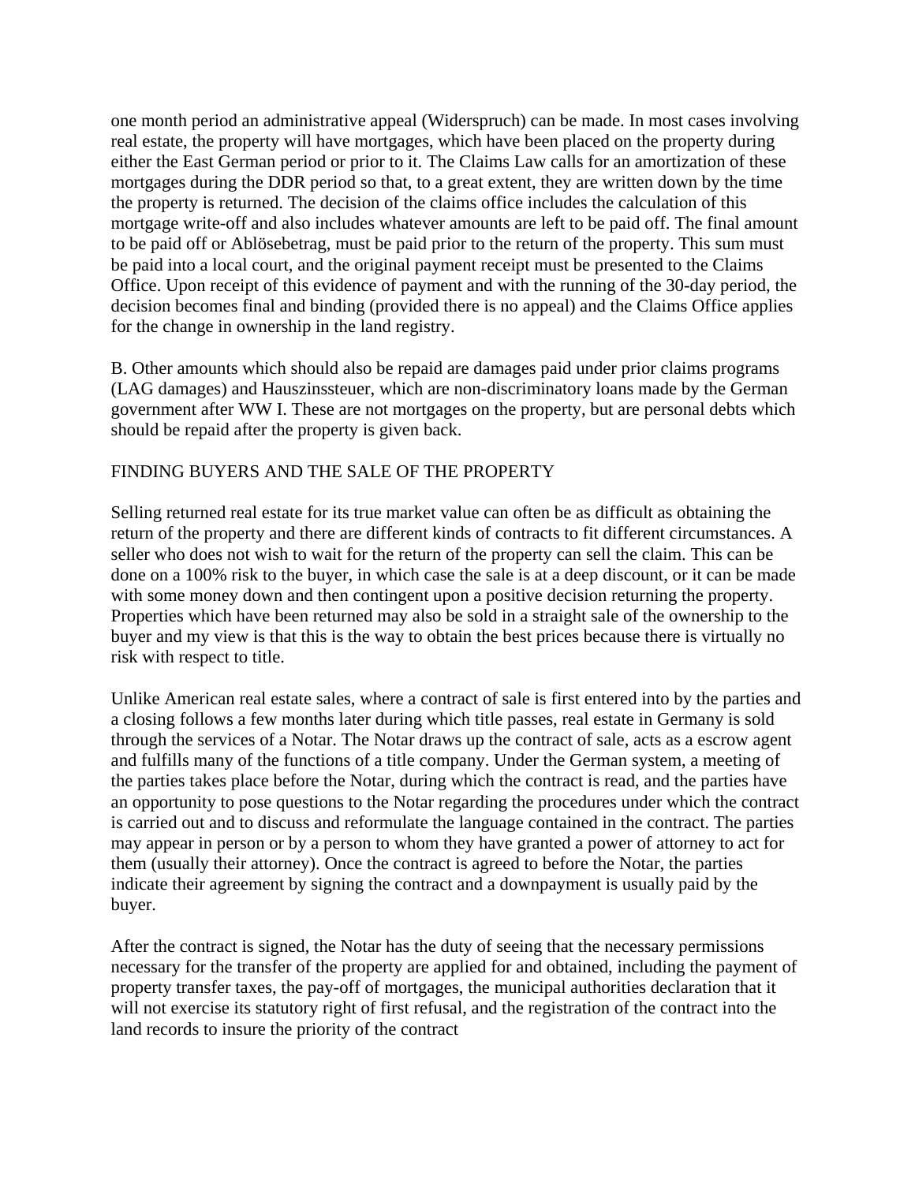one month period an administrative appeal (Widerspruch) can be made. In most cases involving real estate, the property will have mortgages, which have been placed on the property during either the East German period or prior to it. The Claims Law calls for an amortization of these mortgages during the DDR period so that, to a great extent, they are written down by the time the property is returned. The decision of the claims office includes the calculation of this mortgage write-off and also includes whatever amounts are left to be paid off. The final amount to be paid off or Ablösebetrag, must be paid prior to the return of the property. This sum must be paid into a local court, and the original payment receipt must be presented to the Claims Office. Upon receipt of this evidence of payment and with the running of the 30-day period, the decision becomes final and binding (provided there is no appeal) and the Claims Office applies for the change in ownership in the land registry.

B. Other amounts which should also be repaid are damages paid under prior claims programs (LAG damages) and Hauszinssteuer, which are non-discriminatory loans made by the German government after WW I. These are not mortgages on the property, but are personal debts which should be repaid after the property is given back.

## FINDING BUYERS AND THE SALE OF THE PROPERTY

Selling returned real estate for its true market value can often be as difficult as obtaining the return of the property and there are different kinds of contracts to fit different circumstances. A seller who does not wish to wait for the return of the property can sell the claim. This can be done on a 100% risk to the buyer, in which case the sale is at a deep discount, or it can be made with some money down and then contingent upon a positive decision returning the property. Properties which have been returned may also be sold in a straight sale of the ownership to the buyer and my view is that this is the way to obtain the best prices because there is virtually no risk with respect to title.

Unlike American real estate sales, where a contract of sale is first entered into by the parties and a closing follows a few months later during which title passes, real estate in Germany is sold through the services of a Notar. The Notar draws up the contract of sale, acts as a escrow agent and fulfills many of the functions of a title company. Under the German system, a meeting of the parties takes place before the Notar, during which the contract is read, and the parties have an opportunity to pose questions to the Notar regarding the procedures under which the contract is carried out and to discuss and reformulate the language contained in the contract. The parties may appear in person or by a person to whom they have granted a power of attorney to act for them (usually their attorney). Once the contract is agreed to before the Notar, the parties indicate their agreement by signing the contract and a downpayment is usually paid by the buyer.

After the contract is signed, the Notar has the duty of seeing that the necessary permissions necessary for the transfer of the property are applied for and obtained, including the payment of property transfer taxes, the pay-off of mortgages, the municipal authorities declaration that it will not exercise its statutory right of first refusal, and the registration of the contract into the land records to insure the priority of the contract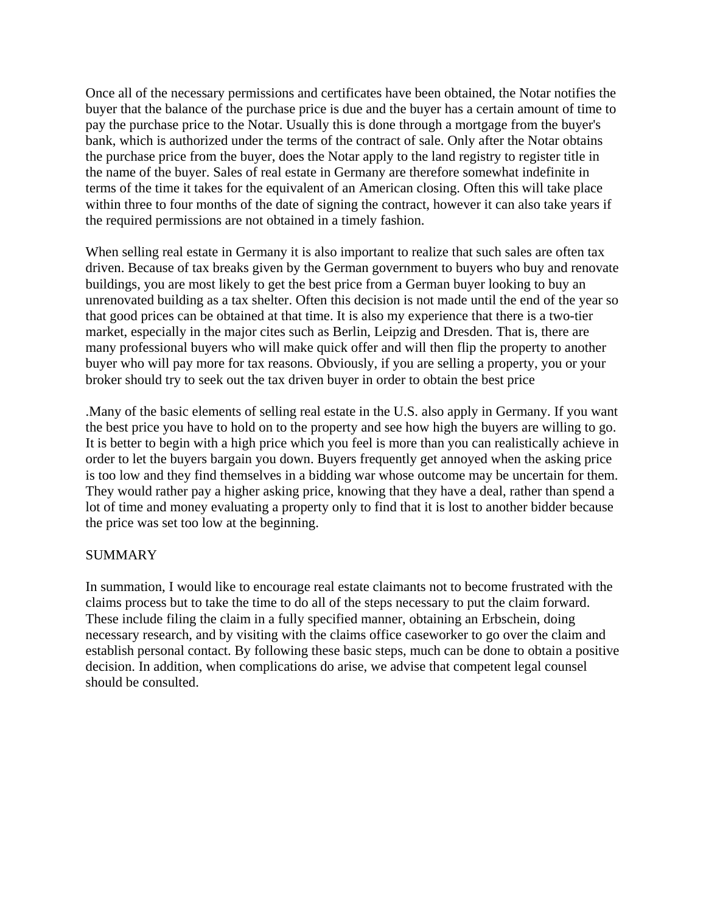Once all of the necessary permissions and certificates have been obtained, the Notar notifies the buyer that the balance of the purchase price is due and the buyer has a certain amount of time to pay the purchase price to the Notar. Usually this is done through a mortgage from the buyer's bank, which is authorized under the terms of the contract of sale. Only after the Notar obtains the purchase price from the buyer, does the Notar apply to the land registry to register title in the name of the buyer. Sales of real estate in Germany are therefore somewhat indefinite in terms of the time it takes for the equivalent of an American closing. Often this will take place within three to four months of the date of signing the contract, however it can also take years if the required permissions are not obtained in a timely fashion.

When selling real estate in Germany it is also important to realize that such sales are often tax driven. Because of tax breaks given by the German government to buyers who buy and renovate buildings, you are most likely to get the best price from a German buyer looking to buy an unrenovated building as a tax shelter. Often this decision is not made until the end of the year so that good prices can be obtained at that time. It is also my experience that there is a two-tier market, especially in the major cites such as Berlin, Leipzig and Dresden. That is, there are many professional buyers who will make quick offer and will then flip the property to another buyer who will pay more for tax reasons. Obviously, if you are selling a property, you or your broker should try to seek out the tax driven buyer in order to obtain the best price

.Many of the basic elements of selling real estate in the U.S. also apply in Germany. If you want the best price you have to hold on to the property and see how high the buyers are willing to go. It is better to begin with a high price which you feel is more than you can realistically achieve in order to let the buyers bargain you down. Buyers frequently get annoyed when the asking price is too low and they find themselves in a bidding war whose outcome may be uncertain for them. They would rather pay a higher asking price, knowing that they have a deal, rather than spend a lot of time and money evaluating a property only to find that it is lost to another bidder because the price was set too low at the beginning.

## SUMMARY

In summation, I would like to encourage real estate claimants not to become frustrated with the claims process but to take the time to do all of the steps necessary to put the claim forward. These include filing the claim in a fully specified manner, obtaining an Erbschein, doing necessary research, and by visiting with the claims office caseworker to go over the claim and establish personal contact. By following these basic steps, much can be done to obtain a positive decision. In addition, when complications do arise, we advise that competent legal counsel should be consulted.